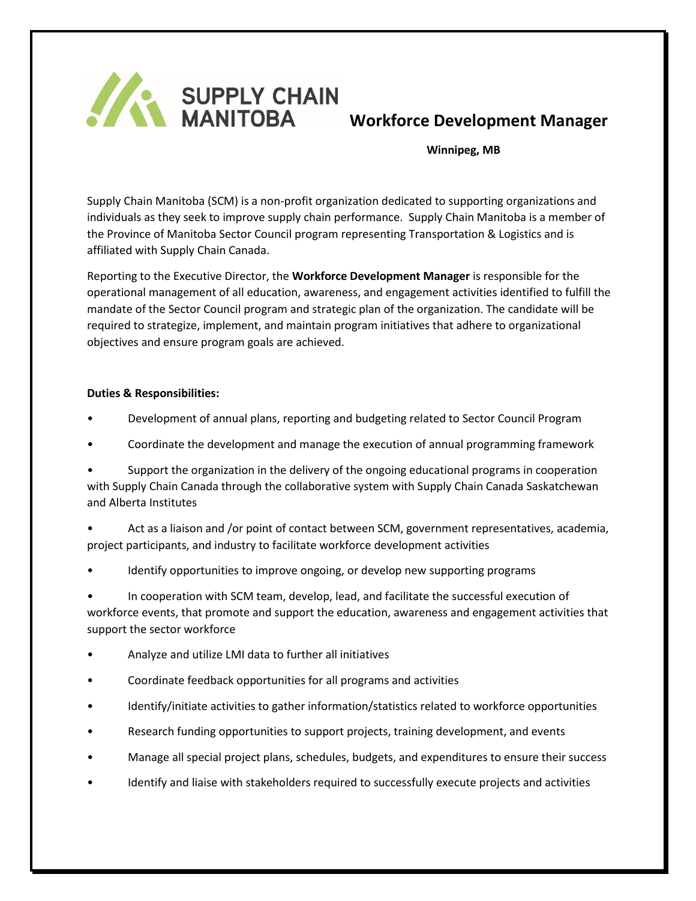SUPPLY CHAIN MANITOBA

# Workforce Development Manager

**Winnipeg, MB**

Supply Chain Manitoba (SCM) is a non-profit organization dedicated to supporting organizations and individuals as they seek to improve supply chain performance. Supply Chain Manitoba is a member of the Province of Manitoba Sector Council program representing Transportation & Logistics and is affiliated with Supply Chain Canada.

Reporting to the Executive Director, the **Workforce Development Manager** is responsible for the operational management of all education, awareness, and engagement activities identified to fulfill the mandate of the Sector Council program and strategic plan of the organization. The candidate will be required to strategize, implement, and maintain program initiatives that adhere to organizational objectives and ensure program goals are achieved.

**Duties & Responsibilities:**

- Development of annual plans, reporting and budgeting related to Sector Council Program
- Coordinate the development and manage the execution of annual programming framework
- Support the organization in the delivery of the ongoing educational programs in cooperation with Supply Chain Canada through the collaborative system with Supply Chain Canada Saskatchewan and Alberta Institutes
- Act as a liaison and /or point of contact between SCM, government representatives, academia, project participants, and industry to facilitate workforce development activities
- Identify opportunities to improve ongoing, or develop new supporting programs
- In cooperation with SCM team, develop, lead, and facilitate the successful execution of workforce events, that promote and support the education, awareness and engagement activities that support the sector workforce
- Analyze and utilize LMI data to further all initiatives
- Coordinate feedback opportunities for all programs and activities
- Identify/initiate activities to gather information/statistics related to workforce opportunities
- Research funding opportunities to support projects, training development, and events
- Manage all special project plans, schedules, budgets, and expenditures to ensure their success
- Identify and liaise with stakeholders required to successfully execute projects and activities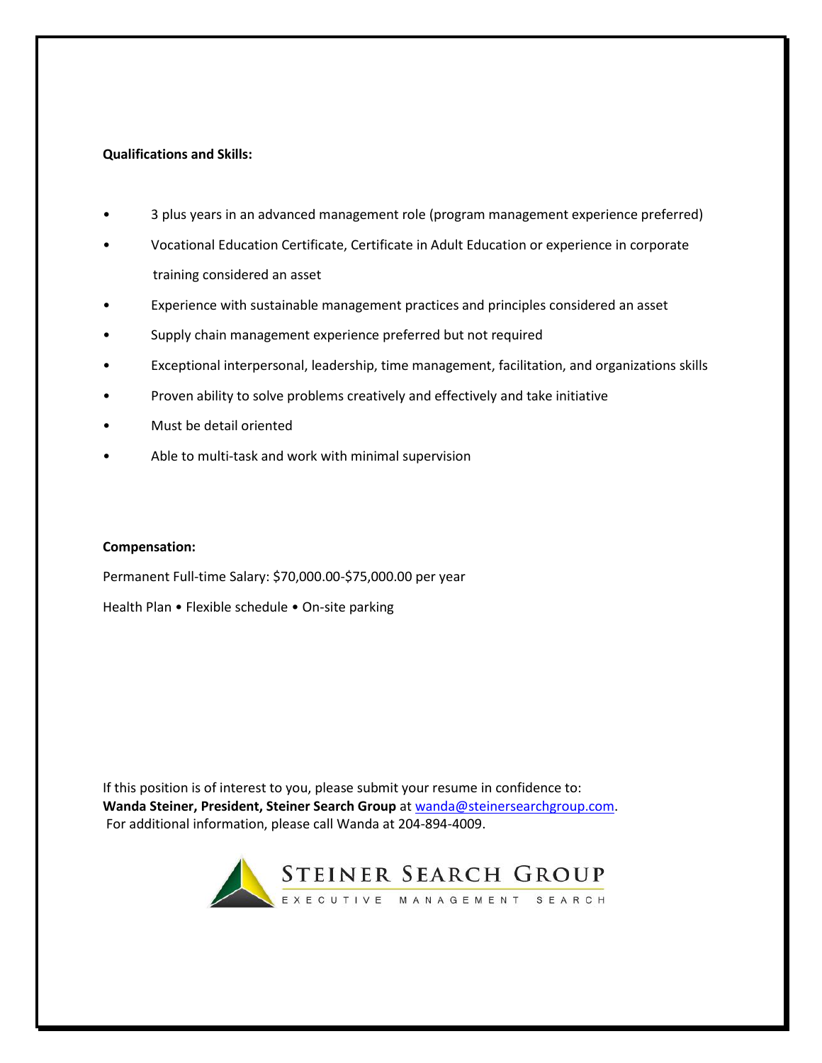**Qualifications and Skills:**

- 3 plus years in an advanced management role (program management experience preferred)
- Vocational Education Certificate, Certificate in Adult Education or experience in corporate training considered an asset
- Experience with sustainable management practices and principles considered an asset
- Supply chain management experience preferred but not required
- Exceptional interpersonal, leadership, time management, facilitation, and organizations skills
- Proven ability to solve problems creatively and effectively and take initiative
- Must be detail oriented
- Able to multi-task and work with minimal supervision

**Compensation:**

Permanent Full-time Salary: $70,000.00-$75,000.00 per year

Health Plan • Flexible schedule • On-site parking

If this position is of interest to you, please submit your resume in confidence to:
**Wanda Steiner, President, Steiner Search Group** at wanda@steinersearchgroup.com.
For additional information, please call Wanda at 204-894-4009.

STEINER SEARCH GROUP
EXECUTIVE MANAGEMENT SEARCH